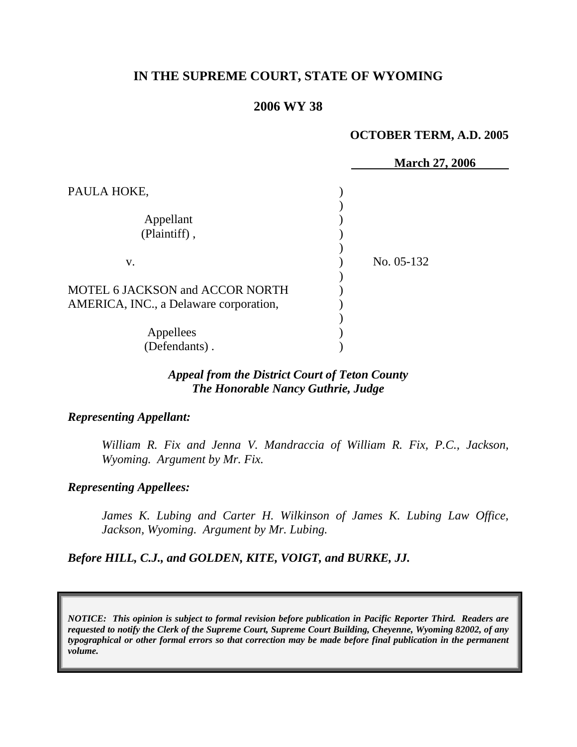**IN THE SUPREME COURT, STATE OF WYOMING**

**2006 WY 38**

**OCTOBER TERM, A.D. 2005**

**March 27, 2006**

PAULA HOKE,

Appellant (Plaintiff),

v.

MOTEL 6 JACKSON and ACCOR NORTH AMERICA, INC., a Delaware corporation,

Appellees (Defendants).

No. 05-132

***Appeal from the District Court of Teton County***
***The Honorable Nancy Guthrie, Judge***

***Representing Appellant:***

*William R. Fix and Jenna V. Mandraccia of William R. Fix, P.C., Jackson, Wyoming. Argument by Mr. Fix.*

***Representing Appellees:***

*James K. Lubing and Carter H. Wilkinson of James K. Lubing Law Office, Jackson, Wyoming. Argument by Mr. Lubing.*

***Before HILL, C.J., and GOLDEN, KITE, VOIGT, and BURKE, JJ.***

***NOTICE: This opinion is subject to formal revision before publication in Pacific Reporter Third. Readers are requested to notify the Clerk of the Supreme Court, Supreme Court Building, Cheyenne, Wyoming 82002, of any typographical or other formal errors so that correction may be made before final publication in the permanent volume.***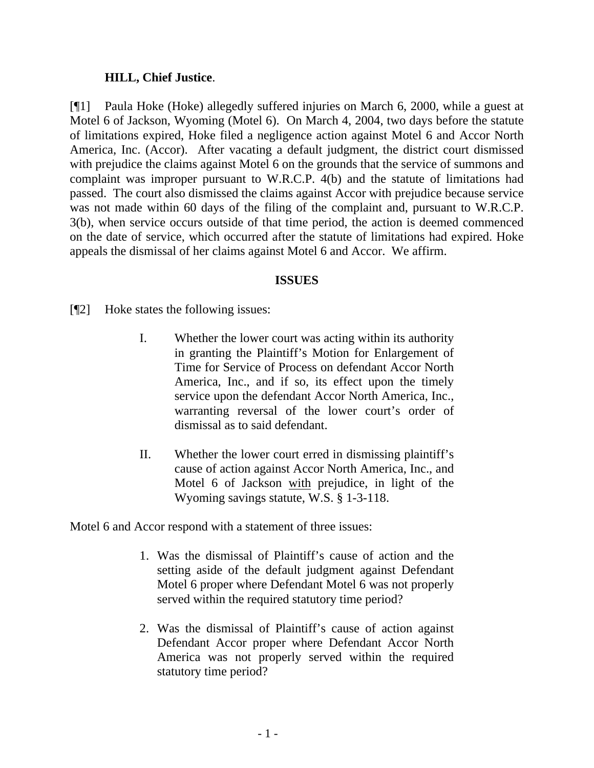**HILL, Chief Justice**.

[¶1] Paula Hoke (Hoke) allegedly suffered injuries on March 6, 2000, while a guest at Motel 6 of Jackson, Wyoming (Motel 6). On March 4, 2004, two days before the statute of limitations expired, Hoke filed a negligence action against Motel 6 and Accor North America, Inc. (Accor). After vacating a default judgment, the district court dismissed with prejudice the claims against Motel 6 on the grounds that the service of summons and complaint was improper pursuant to W.R.C.P. 4(b) and the statute of limitations had passed. The court also dismissed the claims against Accor with prejudice because service was not made within 60 days of the filing of the complaint and, pursuant to W.R.C.P. 3(b), when service occurs outside of that time period, the action is deemed commenced on the date of service, which occurred after the statute of limitations had expired. Hoke appeals the dismissal of her claims against Motel 6 and Accor. We affirm.

**ISSUES**

[¶2] Hoke states the following issues:

> I. Whether the lower court was acting within its authority in granting the Plaintiff's Motion for Enlargement of Time for Service of Process on defendant Accor North America, Inc., and if so, its effect upon the timely service upon the defendant Accor North America, Inc., warranting reversal of the lower court's order of dismissal as to said defendant.
>
> II. Whether the lower court erred in dismissing plaintiff's cause of action against Accor North America, Inc., and Motel 6 of Jackson <u>with</u> prejudice, in light of the Wyoming savings statute, W.S. § 1-3-118.

Motel 6 and Accor respond with a statement of three issues:

> 1. Was the dismissal of Plaintiff's cause of action and the setting aside of the default judgment against Defendant Motel 6 proper where Defendant Motel 6 was not properly served within the required statutory time period?
>
> 2. Was the dismissal of Plaintiff's cause of action against Defendant Accor proper where Defendant Accor North America was not properly served within the required statutory time period?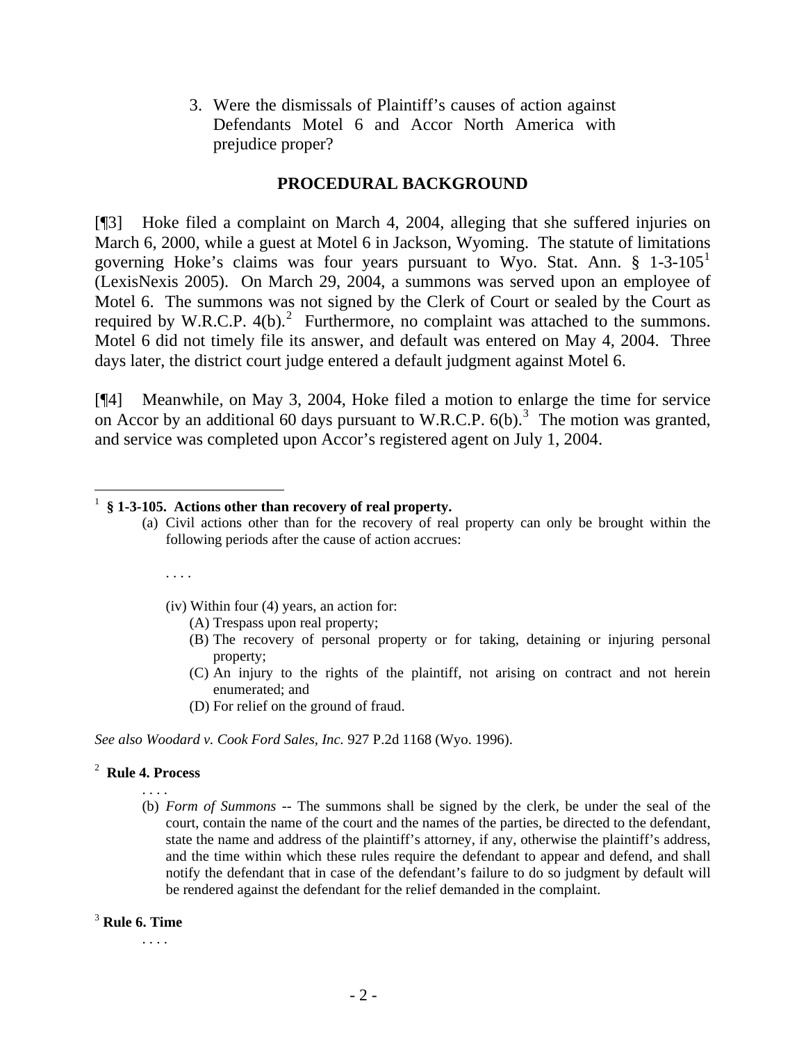3. Were the dismissals of Plaintiff's causes of action against Defendants Motel 6 and Accor North America with prejudice proper?

## PROCEDURAL BACKGROUND

[¶3] Hoke filed a complaint on March 4, 2004, alleging that she suffered injuries on March 6, 2000, while a guest at Motel 6 in Jackson, Wyoming. The statute of limitations governing Hoke's claims was four years pursuant to Wyo. Stat. Ann. § 1-3-105[1] (LexisNexis 2005). On March 29, 2004, a summons was served upon an employee of Motel 6. The summons was not signed by the Clerk of Court or sealed by the Court as required by W.R.C.P. 4(b).[2] Furthermore, no complaint was attached to the summons. Motel 6 did not timely file its answer, and default was entered on May 4, 2004. Three days later, the district court judge entered a default judgment against Motel 6.

[¶4] Meanwhile, on May 3, 2004, Hoke filed a motion to enlarge the time for service on Accor by an additional 60 days pursuant to W.R.C.P. 6(b).[3] The motion was granted, and service was completed upon Accor's registered agent on July 1, 2004.

---

[1] **§ 1-3-105. Actions other than recovery of real property.**

(a) Civil actions other than for the recovery of real property can only be brought within the following periods after the cause of action accrues:

. . . .

(iv) Within four (4) years, an action for:

(A) Trespass upon real property;

(B) The recovery of personal property or for taking, detaining or injuring personal property;

(C) An injury to the rights of the plaintiff, not arising on contract and not herein enumerated; and

(D) For relief on the ground of fraud.

*See also Woodard v. Cook Ford Sales, Inc.* 927 P.2d 1168 (Wyo. 1996).

[2] **Rule 4. Process**

. . . .

(b) *Form of Summons* -- The summons shall be signed by the clerk, be under the seal of the court, contain the name of the court and the names of the parties, be directed to the defendant, state the name and address of the plaintiff's attorney, if any, otherwise the plaintiff's address, and the time within which these rules require the defendant to appear and defend, and shall notify the defendant that in case of the defendant's failure to do so judgment by default will be rendered against the defendant for the relief demanded in the complaint.

[3] **Rule 6. Time**

. . . .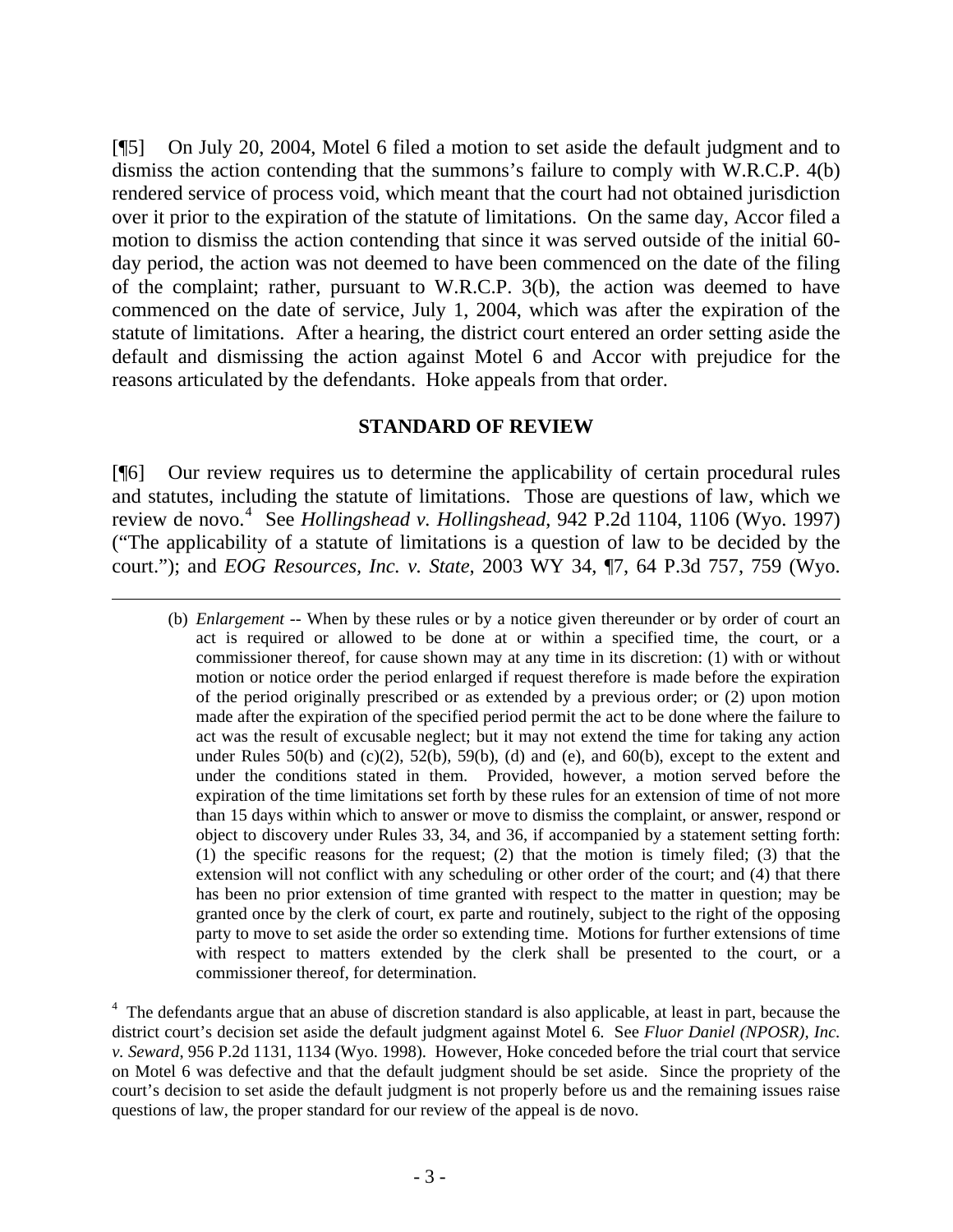[¶5] On July 20, 2004, Motel 6 filed a motion to set aside the default judgment and to dismiss the action contending that the summons's failure to comply with W.R.C.P. 4(b) rendered service of process void, which meant that the court had not obtained jurisdiction over it prior to the expiration of the statute of limitations. On the same day, Accor filed a motion to dismiss the action contending that since it was served outside of the initial 60-day period, the action was not deemed to have been commenced on the date of the filing of the complaint; rather, pursuant to W.R.C.P. 3(b), the action was deemed to have commenced on the date of service, July 1, 2004, which was after the expiration of the statute of limitations. After a hearing, the district court entered an order setting aside the default and dismissing the action against Motel 6 and Accor with prejudice for the reasons articulated by the defendants. Hoke appeals from that order.

## STANDARD OF REVIEW

[¶6] Our review requires us to determine the applicability of certain procedural rules and statutes, including the statute of limitations. Those are questions of law, which we review de novo.[4] See *Hollingshead v. Hollingshead*, 942 P.2d 1104, 1106 (Wyo. 1997) ("The applicability of a statute of limitations is a question of law to be decided by the court."); and *EOG Resources, Inc. v. State*, 2003 WY 34, ¶7, 64 P.3d 757, 759 (Wyo.

---

> (b) *Enlargement* -- When by these rules or by a notice given thereunder or by order of court an act is required or allowed to be done at or within a specified time, the court, or a commissioner thereof, for cause shown may at any time in its discretion: (1) with or without motion or notice order the period enlarged if request therefore is made before the expiration of the period originally prescribed or as extended by a previous order; or (2) upon motion made after the expiration of the specified period permit the act to be done where the failure to act was the result of excusable neglect; but it may not extend the time for taking any action under Rules 50(b) and (c)(2), 52(b), 59(b), (d) and (e), and 60(b), except to the extent and under the conditions stated in them. Provided, however, a motion served before the expiration of the time limitations set forth by these rules for an extension of time of not more than 15 days within which to answer or move to dismiss the complaint, or answer, respond or object to discovery under Rules 33, 34, and 36, if accompanied by a statement setting forth: (1) the specific reasons for the request; (2) that the motion is timely filed; (3) that the extension will not conflict with any scheduling or other order of the court; and (4) that there has been no prior extension of time granted with respect to the matter in question; may be granted once by the clerk of court, ex parte and routinely, subject to the right of the opposing party to move to set aside the order so extending time. Motions for further extensions of time with respect to matters extended by the clerk shall be presented to the court, or a commissioner thereof, for determination.

[4] The defendants argue that an abuse of discretion standard is also applicable, at least in part, because the district court's decision set aside the default judgment against Motel 6. See *Fluor Daniel (NPOSR), Inc. v. Seward*, 956 P.2d 1131, 1134 (Wyo. 1998). However, Hoke conceded before the trial court that service on Motel 6 was defective and that the default judgment should be set aside. Since the propriety of the court's decision to set aside the default judgment is not properly before us and the remaining issues raise questions of law, the proper standard for our review of the appeal is de novo.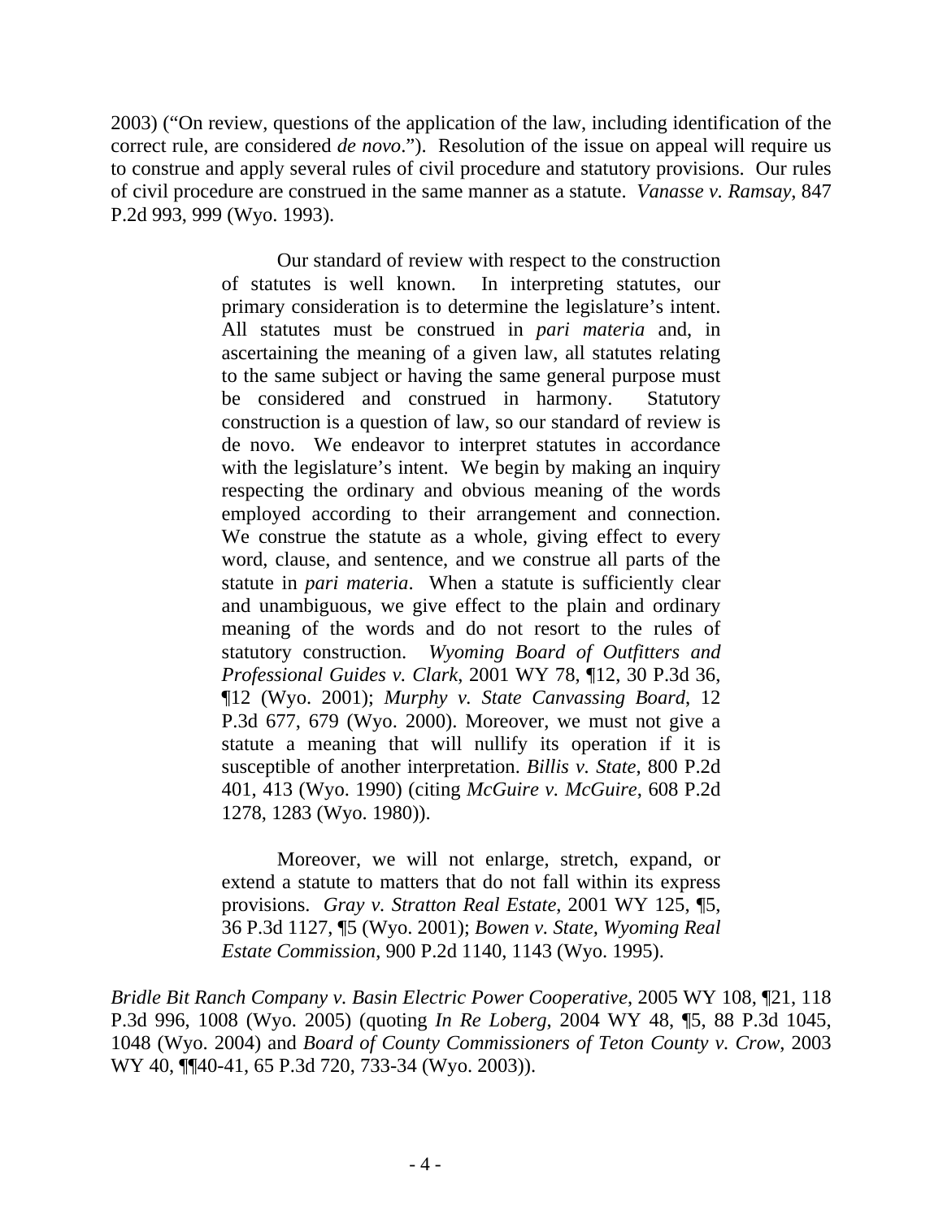2003) ("On review, questions of the application of the law, including identification of the correct rule, are considered *de novo*."). Resolution of the issue on appeal will require us to construe and apply several rules of civil procedure and statutory provisions. Our rules of civil procedure are construed in the same manner as a statute. *Vanasse v. Ramsay*, 847 P.2d 993, 999 (Wyo. 1993).

> Our standard of review with respect to the construction of statutes is well known. In interpreting statutes, our primary consideration is to determine the legislature's intent. All statutes must be construed in *pari materia* and, in ascertaining the meaning of a given law, all statutes relating to the same subject or having the same general purpose must be considered and construed in harmony. Statutory construction is a question of law, so our standard of review is de novo. We endeavor to interpret statutes in accordance with the legislature's intent. We begin by making an inquiry respecting the ordinary and obvious meaning of the words employed according to their arrangement and connection. We construe the statute as a whole, giving effect to every word, clause, and sentence, and we construe all parts of the statute in *pari materia*. When a statute is sufficiently clear and unambiguous, we give effect to the plain and ordinary meaning of the words and do not resort to the rules of statutory construction. *Wyoming Board of Outfitters and Professional Guides v. Clark*, 2001 WY 78, ¶12, 30 P.3d 36, ¶12 (Wyo. 2001); *Murphy v. State Canvassing Board*, 12 P.3d 677, 679 (Wyo. 2000). Moreover, we must not give a statute a meaning that will nullify its operation if it is susceptible of another interpretation. *Billis v. State*, 800 P.2d 401, 413 (Wyo. 1990) (citing *McGuire v. McGuire*, 608 P.2d 1278, 1283 (Wyo. 1980)).
>
> Moreover, we will not enlarge, stretch, expand, or extend a statute to matters that do not fall within its express provisions. *Gray v. Stratton Real Estate*, 2001 WY 125, ¶5, 36 P.3d 1127, ¶5 (Wyo. 2001); *Bowen v. State, Wyoming Real Estate Commission*, 900 P.2d 1140, 1143 (Wyo. 1995).

*Bridle Bit Ranch Company v. Basin Electric Power Cooperative*, 2005 WY 108, ¶21, 118 P.3d 996, 1008 (Wyo. 2005) (quoting *In Re Loberg*, 2004 WY 48, ¶5, 88 P.3d 1045, 1048 (Wyo. 2004) and *Board of County Commissioners of Teton County v. Crow*, 2003 WY 40, ¶¶40-41, 65 P.3d 720, 733-34 (Wyo. 2003)).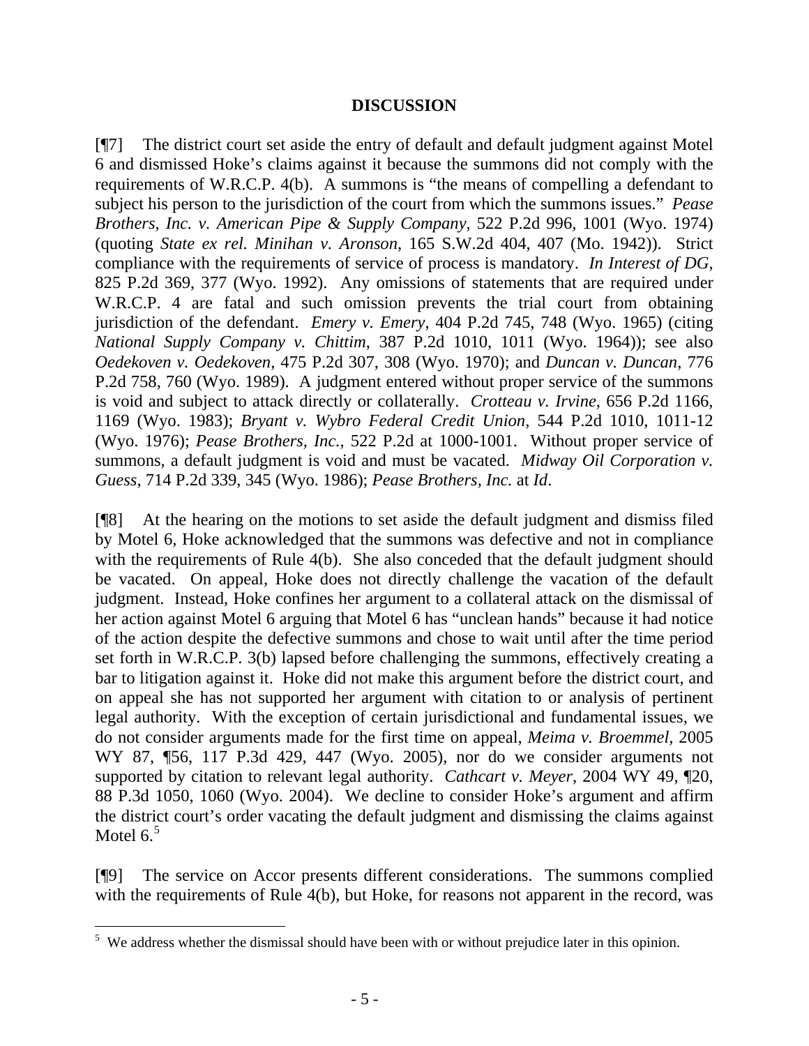## DISCUSSION

[¶7] The district court set aside the entry of default and default judgment against Motel 6 and dismissed Hoke's claims against it because the summons did not comply with the requirements of W.R.C.P. 4(b). A summons is "the means of compelling a defendant to subject his person to the jurisdiction of the court from which the summons issues." *Pease Brothers, Inc. v. American Pipe & Supply Company*, 522 P.2d 996, 1001 (Wyo. 1974) (quoting *State ex rel. Minihan v. Aronson*, 165 S.W.2d 404, 407 (Mo. 1942)). Strict compliance with the requirements of service of process is mandatory. *In Interest of DG*, 825 P.2d 369, 377 (Wyo. 1992). Any omissions of statements that are required under W.R.C.P. 4 are fatal and such omission prevents the trial court from obtaining jurisdiction of the defendant. *Emery v. Emery*, 404 P.2d 745, 748 (Wyo. 1965) (citing *National Supply Company v. Chittim*, 387 P.2d 1010, 1011 (Wyo. 1964)); see also *Oedekoven v. Oedekoven*, 475 P.2d 307, 308 (Wyo. 1970); and *Duncan v. Duncan*, 776 P.2d 758, 760 (Wyo. 1989). A judgment entered without proper service of the summons is void and subject to attack directly or collaterally. *Crotteau v. Irvine*, 656 P.2d 1166, 1169 (Wyo. 1983); *Bryant v. Wybro Federal Credit Union*, 544 P.2d 1010, 1011-12 (Wyo. 1976); *Pease Brothers, Inc.*, 522 P.2d at 1000-1001. Without proper service of summons, a default judgment is void and must be vacated. *Midway Oil Corporation v. Guess*, 714 P.2d 339, 345 (Wyo. 1986); *Pease Brothers, Inc.* at *Id*.

[¶8] At the hearing on the motions to set aside the default judgment and dismiss filed by Motel 6, Hoke acknowledged that the summons was defective and not in compliance with the requirements of Rule 4(b). She also conceded that the default judgment should be vacated. On appeal, Hoke does not directly challenge the vacation of the default judgment. Instead, Hoke confines her argument to a collateral attack on the dismissal of her action against Motel 6 arguing that Motel 6 has "unclean hands" because it had notice of the action despite the defective summons and chose to wait until after the time period set forth in W.R.C.P. 3(b) lapsed before challenging the summons, effectively creating a bar to litigation against it. Hoke did not make this argument before the district court, and on appeal she has not supported her argument with citation to or analysis of pertinent legal authority. With the exception of certain jurisdictional and fundamental issues, we do not consider arguments made for the first time on appeal, *Meima v. Broemmel*, 2005 WY 87, ¶56, 117 P.3d 429, 447 (Wyo. 2005), nor do we consider arguments not supported by citation to relevant legal authority. *Cathcart v. Meyer*, 2004 WY 49, ¶20, 88 P.3d 1050, 1060 (Wyo. 2004). We decline to consider Hoke's argument and affirm the district court's order vacating the default judgment and dismissing the claims against Motel 6.[5]

[¶9] The service on Accor presents different considerations. The summons complied with the requirements of Rule 4(b), but Hoke, for reasons not apparent in the record, was

[5] We address whether the dismissal should have been with or without prejudice later in this opinion.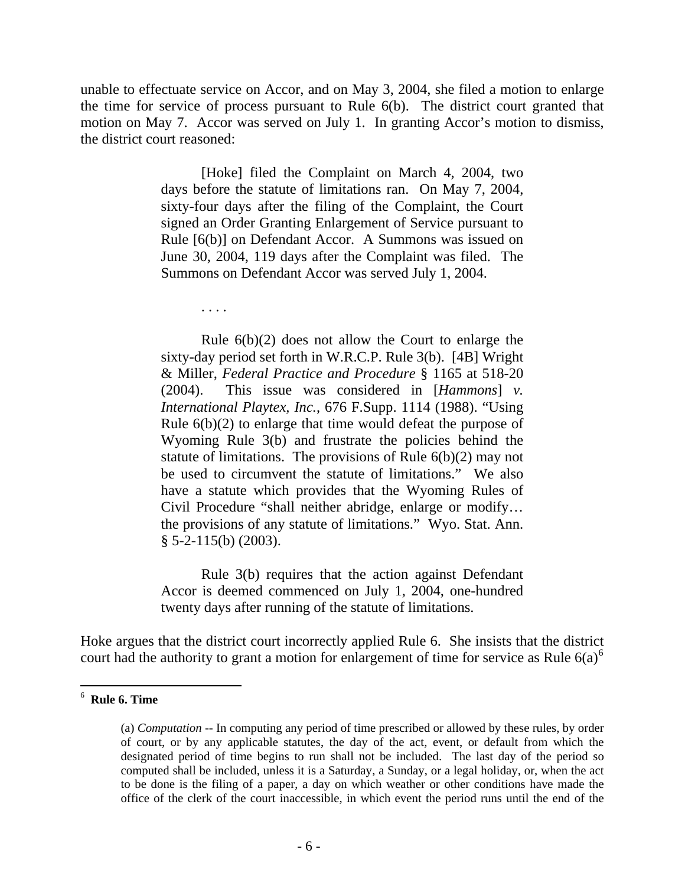unable to effectuate service on Accor, and on May 3, 2004, she filed a motion to enlarge the time for service of process pursuant to Rule 6(b). The district court granted that motion on May 7. Accor was served on July 1. In granting Accor's motion to dismiss, the district court reasoned:

> [Hoke] filed the Complaint on March 4, 2004, two days before the statute of limitations ran. On May 7, 2004, sixty-four days after the filing of the Complaint, the Court signed an Order Granting Enlargement of Service pursuant to Rule [6(b)] on Defendant Accor. A Summons was issued on June 30, 2004, 119 days after the Complaint was filed. The Summons on Defendant Accor was served July 1, 2004.
>
> . . . .
>
> Rule 6(b)(2) does not allow the Court to enlarge the sixty-day period set forth in W.R.C.P. Rule 3(b). [4B] Wright & Miller, *Federal Practice and Procedure* § 1165 at 518-20 (2004). This issue was considered in [*Hammons*] *v. International Playtex, Inc.*, 676 F.Supp. 1114 (1988). "Using Rule 6(b)(2) to enlarge that time would defeat the purpose of Wyoming Rule 3(b) and frustrate the policies behind the statute of limitations. The provisions of Rule 6(b)(2) may not be used to circumvent the statute of limitations." We also have a statute which provides that the Wyoming Rules of Civil Procedure "shall neither abridge, enlarge or modify… the provisions of any statute of limitations." Wyo. Stat. Ann. § 5-2-115(b) (2003).
>
> Rule 3(b) requires that the action against Defendant Accor is deemed commenced on July 1, 2004, one-hundred twenty days after running of the statute of limitations.

Hoke argues that the district court incorrectly applied Rule 6. She insists that the district court had the authority to grant a motion for enlargement of time for service as Rule 6(a)[6]

---

[6] **Rule 6. Time**

(a) *Computation* -- In computing any period of time prescribed or allowed by these rules, by order of court, or by any applicable statutes, the day of the act, event, or default from which the designated period of time begins to run shall not be included. The last day of the period so computed shall be included, unless it is a Saturday, a Sunday, or a legal holiday, or, when the act to be done is the filing of a paper, a day on which weather or other conditions have made the office of the clerk of the court inaccessible, in which event the period runs until the end of the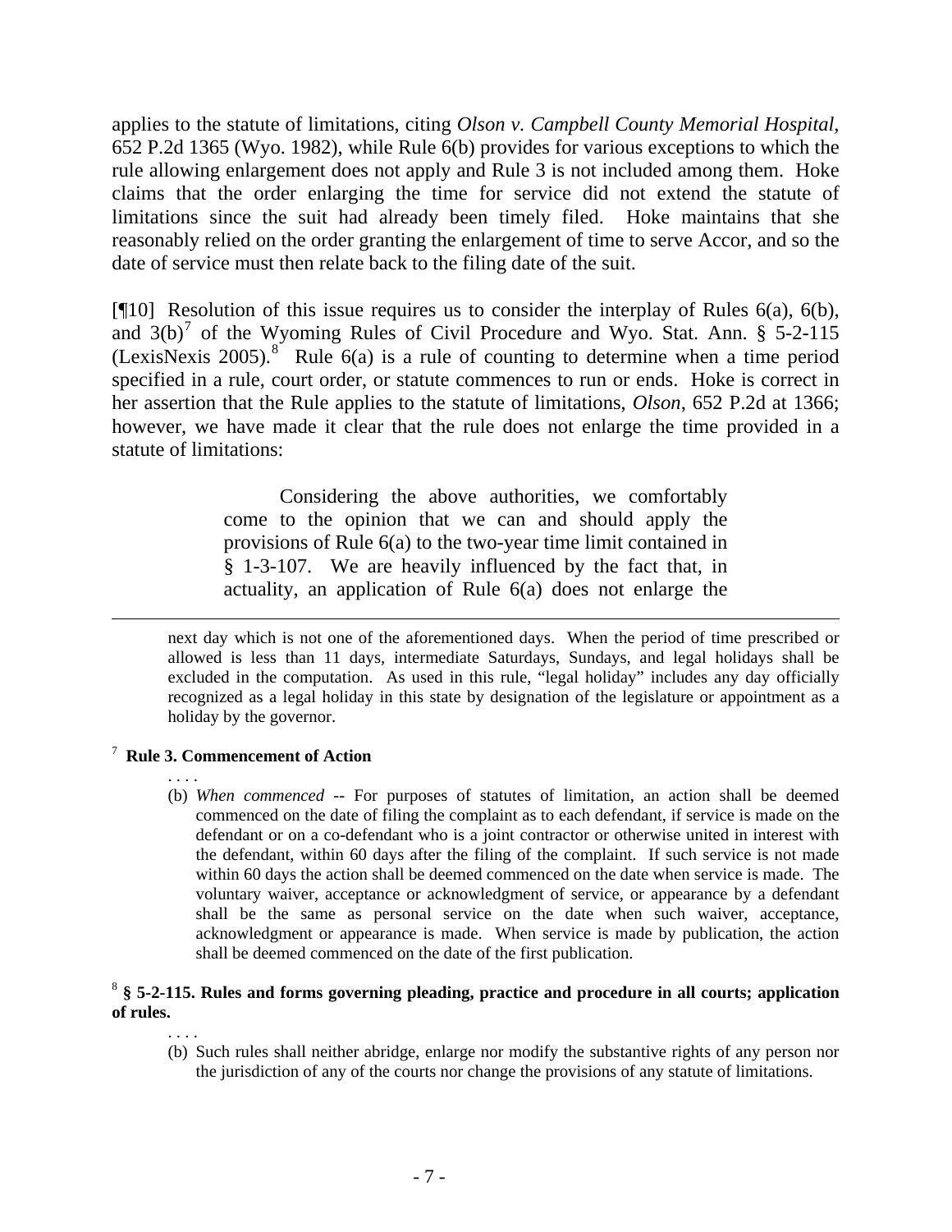applies to the statute of limitations, citing *Olson v. Campbell County Memorial Hospital*, 652 P.2d 1365 (Wyo. 1982), while Rule 6(b) provides for various exceptions to which the rule allowing enlargement does not apply and Rule 3 is not included among them. Hoke claims that the order enlarging the time for service did not extend the statute of limitations since the suit had already been timely filed. Hoke maintains that she reasonably relied on the order granting the enlargement of time to serve Accor, and so the date of service must then relate back to the filing date of the suit.

[¶10] Resolution of this issue requires us to consider the interplay of Rules 6(a), 6(b), and 3(b)[7] of the Wyoming Rules of Civil Procedure and Wyo. Stat. Ann. § 5-2-115 (LexisNexis 2005).[8] Rule 6(a) is a rule of counting to determine when a time period specified in a rule, court order, or statute commences to run or ends. Hoke is correct in her assertion that the Rule applies to the statute of limitations, *Olson*, 652 P.2d at 1366; however, we have made it clear that the rule does not enlarge the time provided in a statute of limitations:

> Considering the above authorities, we comfortably come to the opinion that we can and should apply the provisions of Rule 6(a) to the two-year time limit contained in § 1-3-107. We are heavily influenced by the fact that, in actuality, an application of Rule 6(a) does not enlarge the

---

next day which is not one of the aforementioned days. When the period of time prescribed or allowed is less than 11 days, intermediate Saturdays, Sundays, and legal holidays shall be excluded in the computation. As used in this rule, "legal holiday" includes any day officially recognized as a legal holiday in this state by designation of the legislature or appointment as a holiday by the governor.

[7] **Rule 3. Commencement of Action**

. . . .

(b) *When commenced* -- For purposes of statutes of limitation, an action shall be deemed commenced on the date of filing the complaint as to each defendant, if service is made on the defendant or on a co-defendant who is a joint contractor or otherwise united in interest with the defendant, within 60 days after the filing of the complaint. If such service is not made within 60 days the action shall be deemed commenced on the date when service is made. The voluntary waiver, acceptance or acknowledgment of service, or appearance by a defendant shall be the same as personal service on the date when such waiver, acceptance, acknowledgment or appearance is made. When service is made by publication, the action shall be deemed commenced on the date of the first publication.

[8] **§ 5-2-115. Rules and forms governing pleading, practice and procedure in all courts; application of rules.**

. . . .

(b) Such rules shall neither abridge, enlarge nor modify the substantive rights of any person nor the jurisdiction of any of the courts nor change the provisions of any statute of limitations.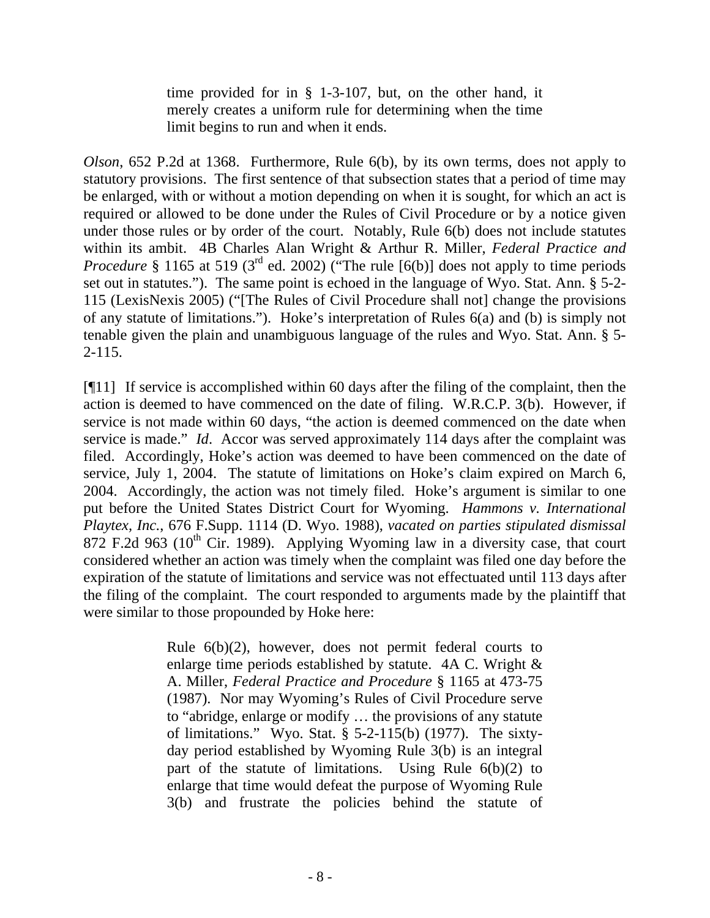> time provided for in § 1-3-107, but, on the other hand, it merely creates a uniform rule for determining when the time limit begins to run and when it ends.

*Olson*, 652 P.2d at 1368. Furthermore, Rule 6(b), by its own terms, does not apply to statutory provisions. The first sentence of that subsection states that a period of time may be enlarged, with or without a motion depending on when it is sought, for which an act is required or allowed to be done under the Rules of Civil Procedure or by a notice given under those rules or by order of the court. Notably, Rule 6(b) does not include statutes within its ambit. 4B Charles Alan Wright & Arthur R. Miller, *Federal Practice and Procedure* § 1165 at 519 (3rd ed. 2002) ("The rule [6(b)] does not apply to time periods set out in statutes."). The same point is echoed in the language of Wyo. Stat. Ann. § 5-2-115 (LexisNexis 2005) ("[The Rules of Civil Procedure shall not] change the provisions of any statute of limitations."). Hoke's interpretation of Rules 6(a) and (b) is simply not tenable given the plain and unambiguous language of the rules and Wyo. Stat. Ann. § 5-2-115.

[¶11] If service is accomplished within 60 days after the filing of the complaint, then the action is deemed to have commenced on the date of filing. W.R.C.P. 3(b). However, if service is not made within 60 days, "the action is deemed commenced on the date when service is made." *Id*. Accor was served approximately 114 days after the complaint was filed. Accordingly, Hoke's action was deemed to have been commenced on the date of service, July 1, 2004. The statute of limitations on Hoke's claim expired on March 6, 2004. Accordingly, the action was not timely filed. Hoke's argument is similar to one put before the United States District Court for Wyoming. *Hammons v. International Playtex, Inc.*, 676 F.Supp. 1114 (D. Wyo. 1988), *vacated on parties stipulated dismissal* 872 F.2d 963 (10th Cir. 1989). Applying Wyoming law in a diversity case, that court considered whether an action was timely when the complaint was filed one day before the expiration of the statute of limitations and service was not effectuated until 113 days after the filing of the complaint. The court responded to arguments made by the plaintiff that were similar to those propounded by Hoke here:

> Rule 6(b)(2), however, does not permit federal courts to enlarge time periods established by statute. 4A C. Wright & A. Miller, *Federal Practice and Procedure* § 1165 at 473-75 (1987). Nor may Wyoming's Rules of Civil Procedure serve to "abridge, enlarge or modify … the provisions of any statute of limitations." Wyo. Stat. § 5-2-115(b) (1977). The sixty-day period established by Wyoming Rule 3(b) is an integral part of the statute of limitations. Using Rule 6(b)(2) to enlarge that time would defeat the purpose of Wyoming Rule 3(b) and frustrate the policies behind the statute of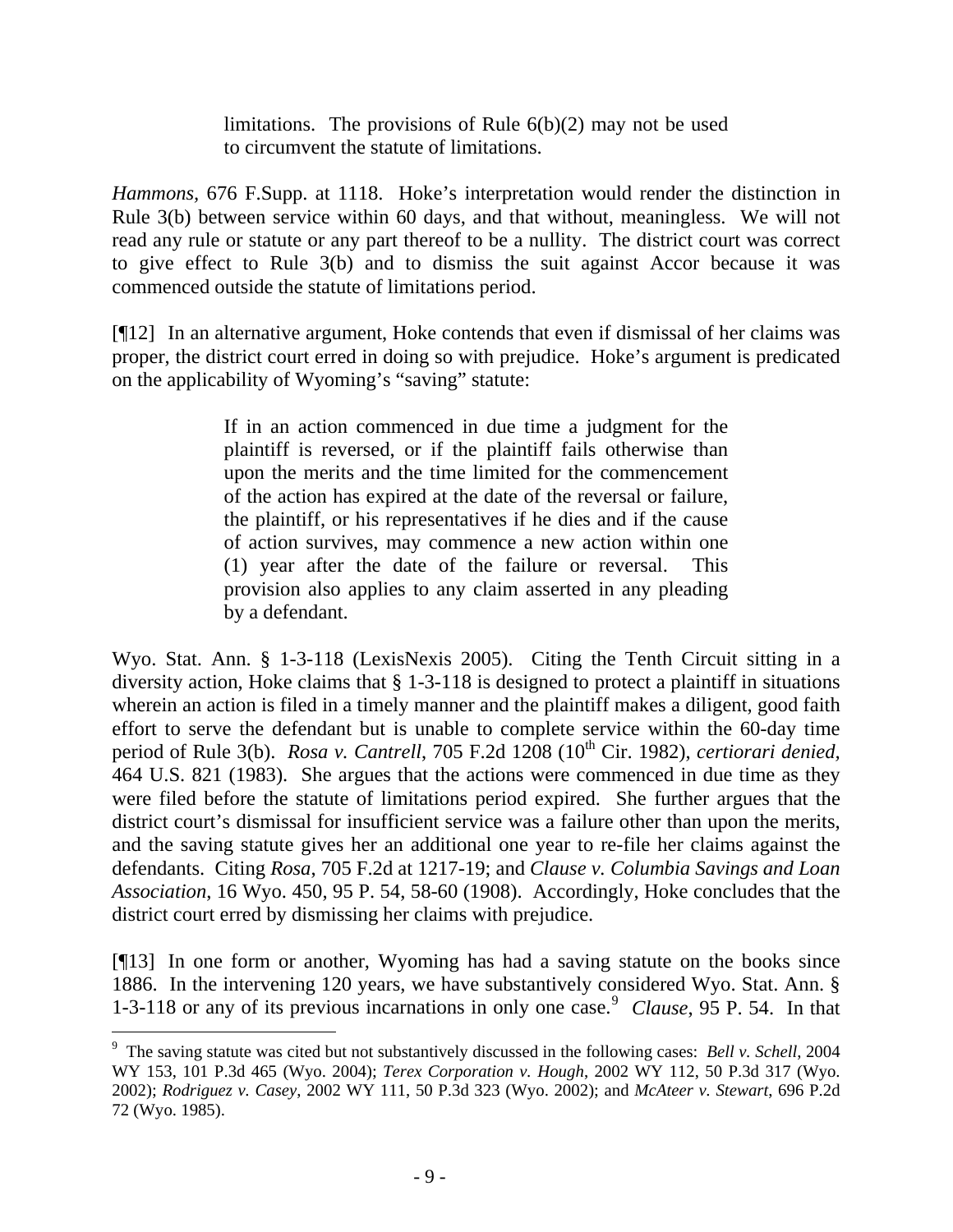> limitations. The provisions of Rule 6(b)(2) may not be used to circumvent the statute of limitations.

*Hammons*, 676 F.Supp. at 1118. Hoke's interpretation would render the distinction in Rule 3(b) between service within 60 days, and that without, meaningless. We will not read any rule or statute or any part thereof to be a nullity. The district court was correct to give effect to Rule 3(b) and to dismiss the suit against Accor because it was commenced outside the statute of limitations period.

[¶12] In an alternative argument, Hoke contends that even if dismissal of her claims was proper, the district court erred in doing so with prejudice. Hoke's argument is predicated on the applicability of Wyoming's "saving" statute:

> If in an action commenced in due time a judgment for the plaintiff is reversed, or if the plaintiff fails otherwise than upon the merits and the time limited for the commencement of the action has expired at the date of the reversal or failure, the plaintiff, or his representatives if he dies and if the cause of action survives, may commence a new action within one (1) year after the date of the failure or reversal. This provision also applies to any claim asserted in any pleading by a defendant.

Wyo. Stat. Ann. § 1-3-118 (LexisNexis 2005). Citing the Tenth Circuit sitting in a diversity action, Hoke claims that § 1-3-118 is designed to protect a plaintiff in situations wherein an action is filed in a timely manner and the plaintiff makes a diligent, good faith effort to serve the defendant but is unable to complete service within the 60-day time period of Rule 3(b). *Rosa v. Cantrell*, 705 F.2d 1208 (10th Cir. 1982), *certiorari denied*, 464 U.S. 821 (1983). She argues that the actions were commenced in due time as they were filed before the statute of limitations period expired. She further argues that the district court's dismissal for insufficient service was a failure other than upon the merits, and the saving statute gives her an additional one year to re-file her claims against the defendants. Citing *Rosa*, 705 F.2d at 1217-19; and *Clause v. Columbia Savings and Loan Association*, 16 Wyo. 450, 95 P. 54, 58-60 (1908). Accordingly, Hoke concludes that the district court erred by dismissing her claims with prejudice.

[¶13] In one form or another, Wyoming has had a saving statute on the books since 1886. In the intervening 120 years, we have substantively considered Wyo. Stat. Ann. § 1-3-118 or any of its previous incarnations in only one case.[9] *Clause*, 95 P. 54. In that

---

[9] The saving statute was cited but not substantively discussed in the following cases: *Bell v. Schell*, 2004 WY 153, 101 P.3d 465 (Wyo. 2004); *Terex Corporation v. Hough*, 2002 WY 112, 50 P.3d 317 (Wyo. 2002); *Rodriguez v. Casey*, 2002 WY 111, 50 P.3d 323 (Wyo. 2002); and *McAteer v. Stewart*, 696 P.2d 72 (Wyo. 1985).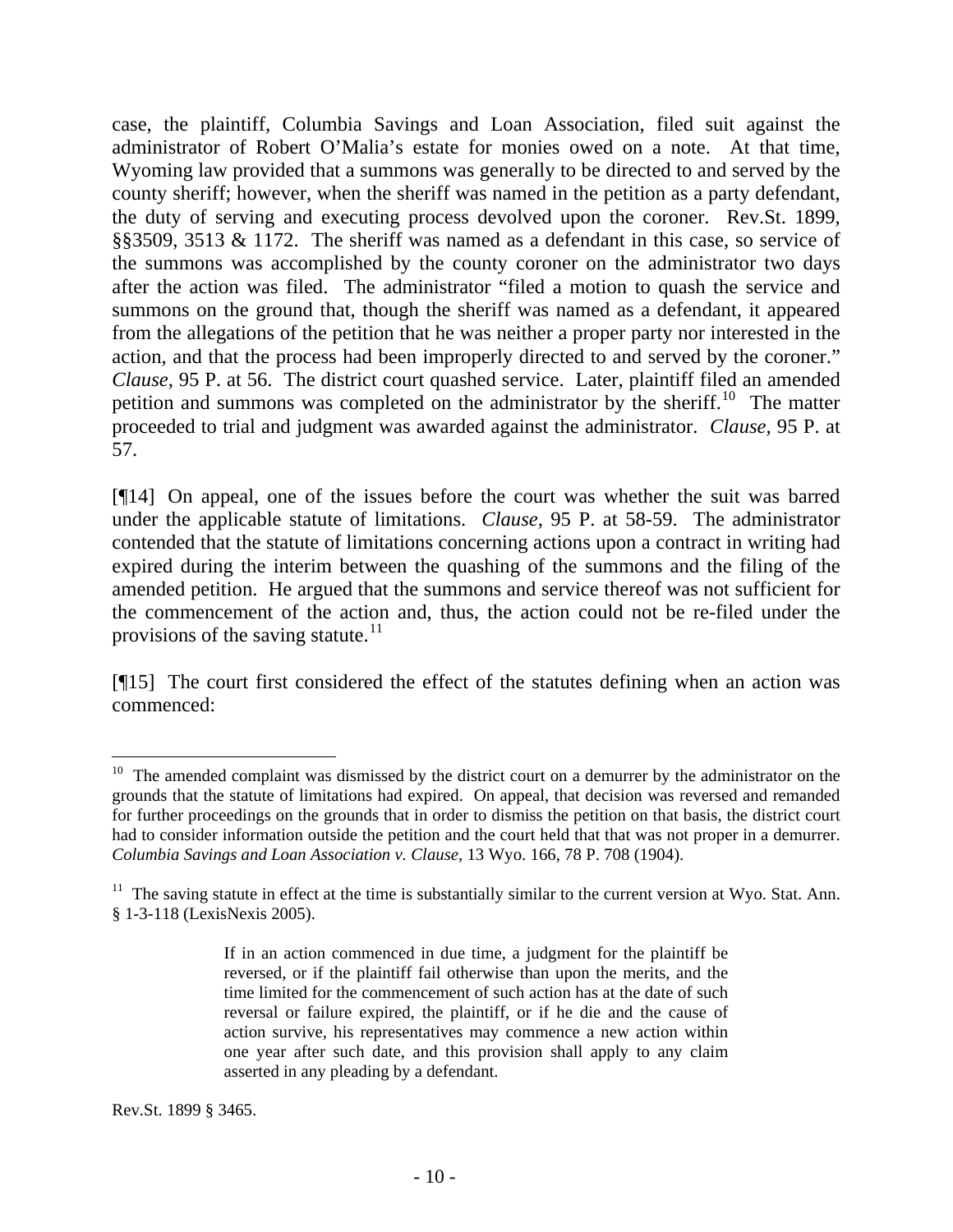case, the plaintiff, Columbia Savings and Loan Association, filed suit against the administrator of Robert O'Malia's estate for monies owed on a note. At that time, Wyoming law provided that a summons was generally to be directed to and served by the county sheriff; however, when the sheriff was named in the petition as a party defendant, the duty of serving and executing process devolved upon the coroner. Rev.St. 1899, §§3509, 3513 & 1172. The sheriff was named as a defendant in this case, so service of the summons was accomplished by the county coroner on the administrator two days after the action was filed. The administrator "filed a motion to quash the service and summons on the ground that, though the sheriff was named as a defendant, it appeared from the allegations of the petition that he was neither a proper party nor interested in the action, and that the process had been improperly directed to and served by the coroner." *Clause,* 95 P. at 56. The district court quashed service. Later, plaintiff filed an amended petition and summons was completed on the administrator by the sheriff.[10] The matter proceeded to trial and judgment was awarded against the administrator. *Clause,* 95 P. at 57.

[¶14] On appeal, one of the issues before the court was whether the suit was barred under the applicable statute of limitations. *Clause,* 95 P. at 58-59. The administrator contended that the statute of limitations concerning actions upon a contract in writing had expired during the interim between the quashing of the summons and the filing of the amended petition. He argued that the summons and service thereof was not sufficient for the commencement of the action and, thus, the action could not be re-filed under the provisions of the saving statute.[11]

[¶15] The court first considered the effect of the statutes defining when an action was commenced:

---

[10] The amended complaint was dismissed by the district court on a demurrer by the administrator on the grounds that the statute of limitations had expired. On appeal, that decision was reversed and remanded for further proceedings on the grounds that in order to dismiss the petition on that basis, the district court had to consider information outside the petition and the court held that that was not proper in a demurrer. *Columbia Savings and Loan Association v. Clause,* 13 Wyo. 166, 78 P. 708 (1904).

[11] The saving statute in effect at the time is substantially similar to the current version at Wyo. Stat. Ann. § 1-3-118 (LexisNexis 2005).

> If in an action commenced in due time, a judgment for the plaintiff be reversed, or if the plaintiff fail otherwise than upon the merits, and the time limited for the commencement of such action has at the date of such reversal or failure expired, the plaintiff, or if he die and the cause of action survive, his representatives may commence a new action within one year after such date, and this provision shall apply to any claim asserted in any pleading by a defendant.

Rev.St. 1899 § 3465.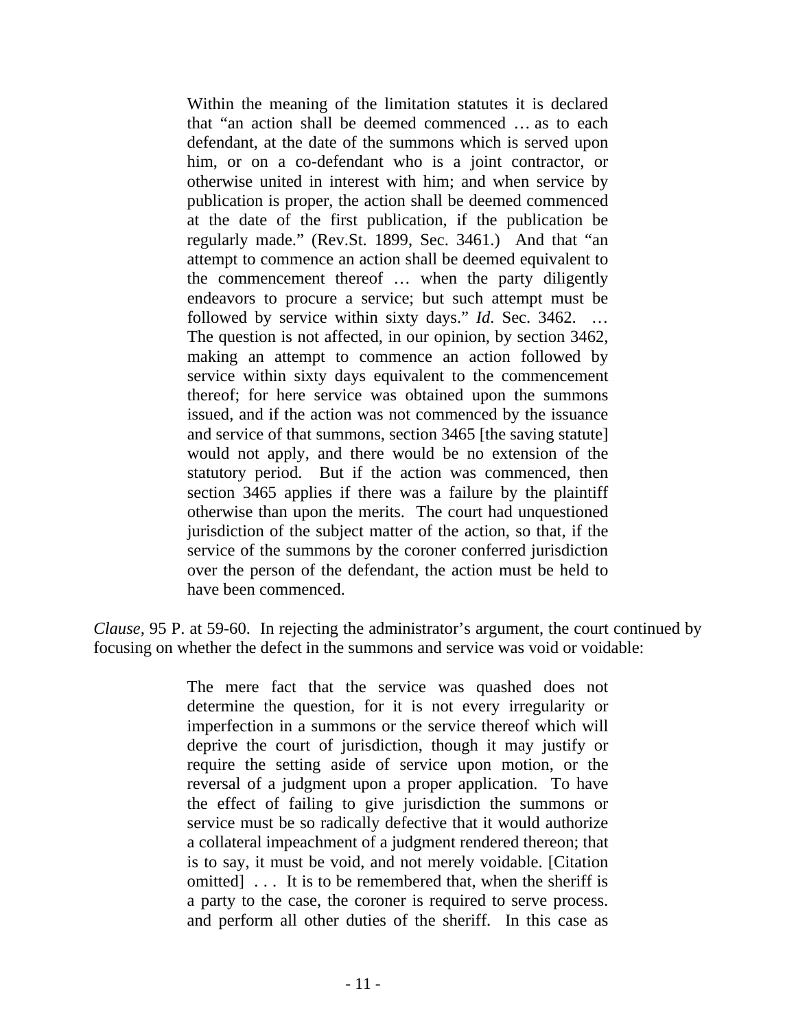> Within the meaning of the limitation statutes it is declared that "an action shall be deemed commenced … as to each defendant, at the date of the summons which is served upon him, or on a co-defendant who is a joint contractor, or otherwise united in interest with him; and when service by publication is proper, the action shall be deemed commenced at the date of the first publication, if the publication be regularly made." (Rev.St. 1899, Sec. 3461.) And that "an attempt to commence an action shall be deemed equivalent to the commencement thereof … when the party diligently endeavors to procure a service; but such attempt must be followed by service within sixty days." *Id*. Sec. 3462. … The question is not affected, in our opinion, by section 3462, making an attempt to commence an action followed by service within sixty days equivalent to the commencement thereof; for here service was obtained upon the summons issued, and if the action was not commenced by the issuance and service of that summons, section 3465 [the saving statute] would not apply, and there would be no extension of the statutory period. But if the action was commenced, then section 3465 applies if there was a failure by the plaintiff otherwise than upon the merits. The court had unquestioned jurisdiction of the subject matter of the action, so that, if the service of the summons by the coroner conferred jurisdiction over the person of the defendant, the action must be held to have been commenced.

*Clause*, 95 P. at 59-60. In rejecting the administrator's argument, the court continued by focusing on whether the defect in the summons and service was void or voidable:

> The mere fact that the service was quashed does not determine the question, for it is not every irregularity or imperfection in a summons or the service thereof which will deprive the court of jurisdiction, though it may justify or require the setting aside of service upon motion, or the reversal of a judgment upon a proper application. To have the effect of failing to give jurisdiction the summons or service must be so radically defective that it would authorize a collateral impeachment of a judgment rendered thereon; that is to say, it must be void, and not merely voidable. [Citation omitted] . . . It is to be remembered that, when the sheriff is a party to the case, the coroner is required to serve process. and perform all other duties of the sheriff. In this case as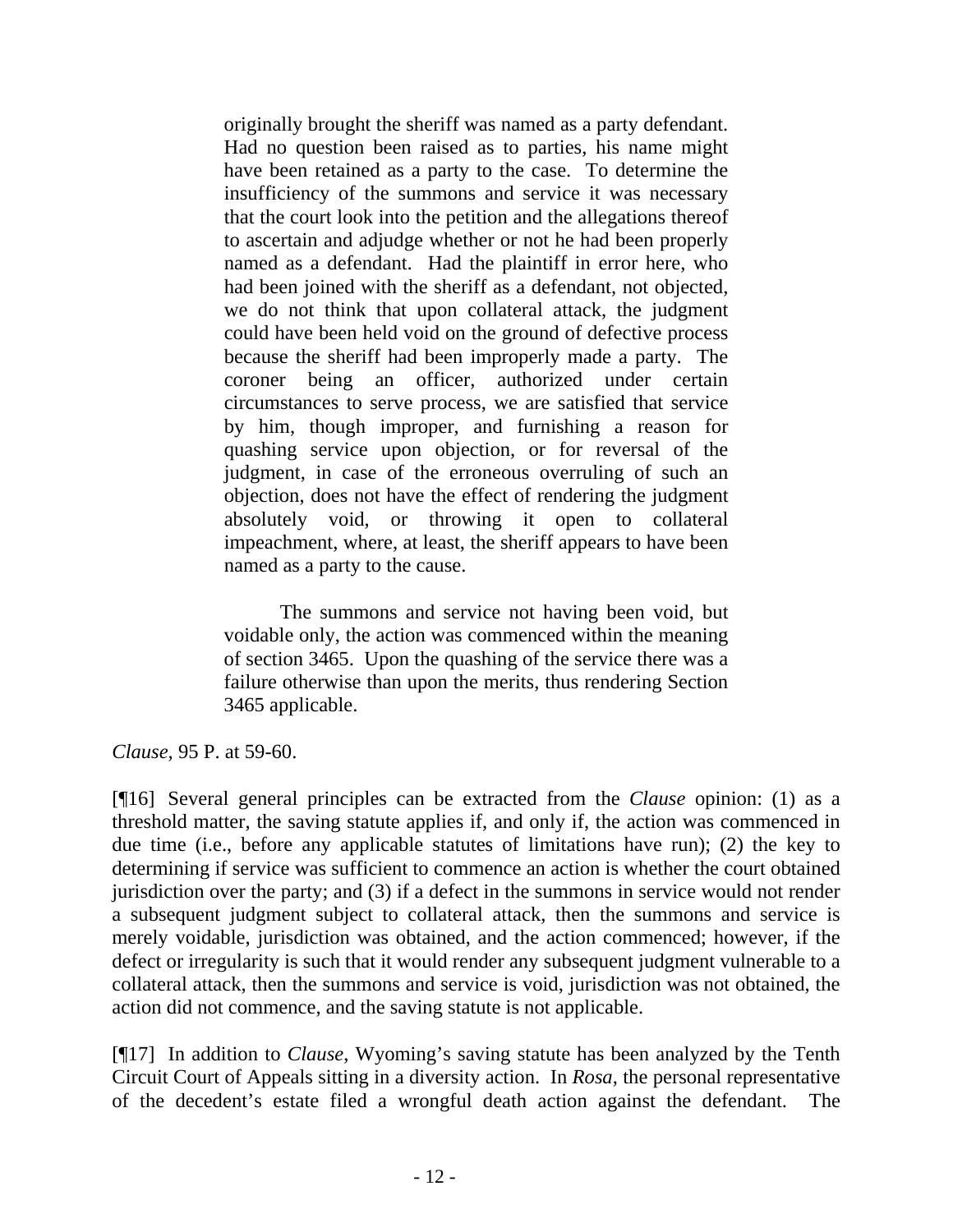> originally brought the sheriff was named as a party defendant. Had no question been raised as to parties, his name might have been retained as a party to the case. To determine the insufficiency of the summons and service it was necessary that the court look into the petition and the allegations thereof to ascertain and adjudge whether or not he had been properly named as a defendant. Had the plaintiff in error here, who had been joined with the sheriff as a defendant, not objected, we do not think that upon collateral attack, the judgment could have been held void on the ground of defective process because the sheriff had been improperly made a party. The coroner being an officer, authorized under certain circumstances to serve process, we are satisfied that service by him, though improper, and furnishing a reason for quashing service upon objection, or for reversal of the judgment, in case of the erroneous overruling of such an objection, does not have the effect of rendering the judgment absolutely void, or throwing it open to collateral impeachment, where, at least, the sheriff appears to have been named as a party to the cause.
>
> The summons and service not having been void, but voidable only, the action was commenced within the meaning of section 3465. Upon the quashing of the service there was a failure otherwise than upon the merits, thus rendering Section 3465 applicable.

*Clause*, 95 P. at 59-60.

[¶16] Several general principles can be extracted from the *Clause* opinion: (1) as a threshold matter, the saving statute applies if, and only if, the action was commenced in due time (i.e., before any applicable statutes of limitations have run); (2) the key to determining if service was sufficient to commence an action is whether the court obtained jurisdiction over the party; and (3) if a defect in the summons in service would not render a subsequent judgment subject to collateral attack, then the summons and service is merely voidable, jurisdiction was obtained, and the action commenced; however, if the defect or irregularity is such that it would render any subsequent judgment vulnerable to a collateral attack, then the summons and service is void, jurisdiction was not obtained, the action did not commence, and the saving statute is not applicable.

[¶17] In addition to *Clause*, Wyoming's saving statute has been analyzed by the Tenth Circuit Court of Appeals sitting in a diversity action. In *Rosa*, the personal representative of the decedent's estate filed a wrongful death action against the defendant. The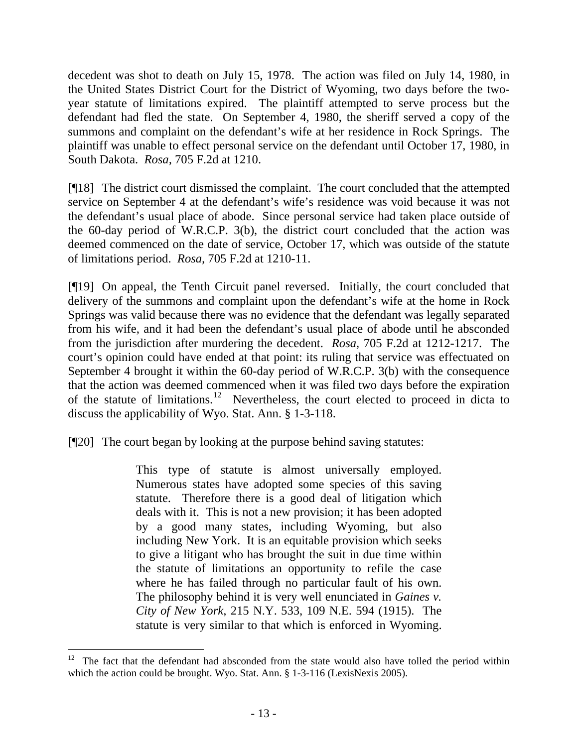decedent was shot to death on July 15, 1978. The action was filed on July 14, 1980, in the United States District Court for the District of Wyoming, two days before the two-year statute of limitations expired. The plaintiff attempted to serve process but the defendant had fled the state. On September 4, 1980, the sheriff served a copy of the summons and complaint on the defendant's wife at her residence in Rock Springs. The plaintiff was unable to effect personal service on the defendant until October 17, 1980, in South Dakota. *Rosa*, 705 F.2d at 1210.

[¶18] The district court dismissed the complaint. The court concluded that the attempted service on September 4 at the defendant's wife's residence was void because it was not the defendant's usual place of abode. Since personal service had taken place outside of the 60-day period of W.R.C.P. 3(b), the district court concluded that the action was deemed commenced on the date of service, October 17, which was outside of the statute of limitations period. *Rosa*, 705 F.2d at 1210-11.

[¶19] On appeal, the Tenth Circuit panel reversed. Initially, the court concluded that delivery of the summons and complaint upon the defendant's wife at the home in Rock Springs was valid because there was no evidence that the defendant was legally separated from his wife, and it had been the defendant's usual place of abode until he absconded from the jurisdiction after murdering the decedent. *Rosa*, 705 F.2d at 1212-1217. The court's opinion could have ended at that point: its ruling that service was effectuated on September 4 brought it within the 60-day period of W.R.C.P. 3(b) with the consequence that the action was deemed commenced when it was filed two days before the expiration of the statute of limitations.[12] Nevertheless, the court elected to proceed in dicta to discuss the applicability of Wyo. Stat. Ann. § 1-3-118.

[¶20] The court began by looking at the purpose behind saving statutes:

> This type of statute is almost universally employed. Numerous states have adopted some species of this saving statute. Therefore there is a good deal of litigation which deals with it. This is not a new provision; it has been adopted by a good many states, including Wyoming, but also including New York. It is an equitable provision which seeks to give a litigant who has brought the suit in due time within the statute of limitations an opportunity to refile the case where he has failed through no particular fault of his own. The philosophy behind it is very well enunciated in *Gaines v. City of New York*, 215 N.Y. 533, 109 N.E. 594 (1915). The statute is very similar to that which is enforced in Wyoming.

[12] The fact that the defendant had absconded from the state would also have tolled the period within which the action could be brought. Wyo. Stat. Ann. § 1-3-116 (LexisNexis 2005).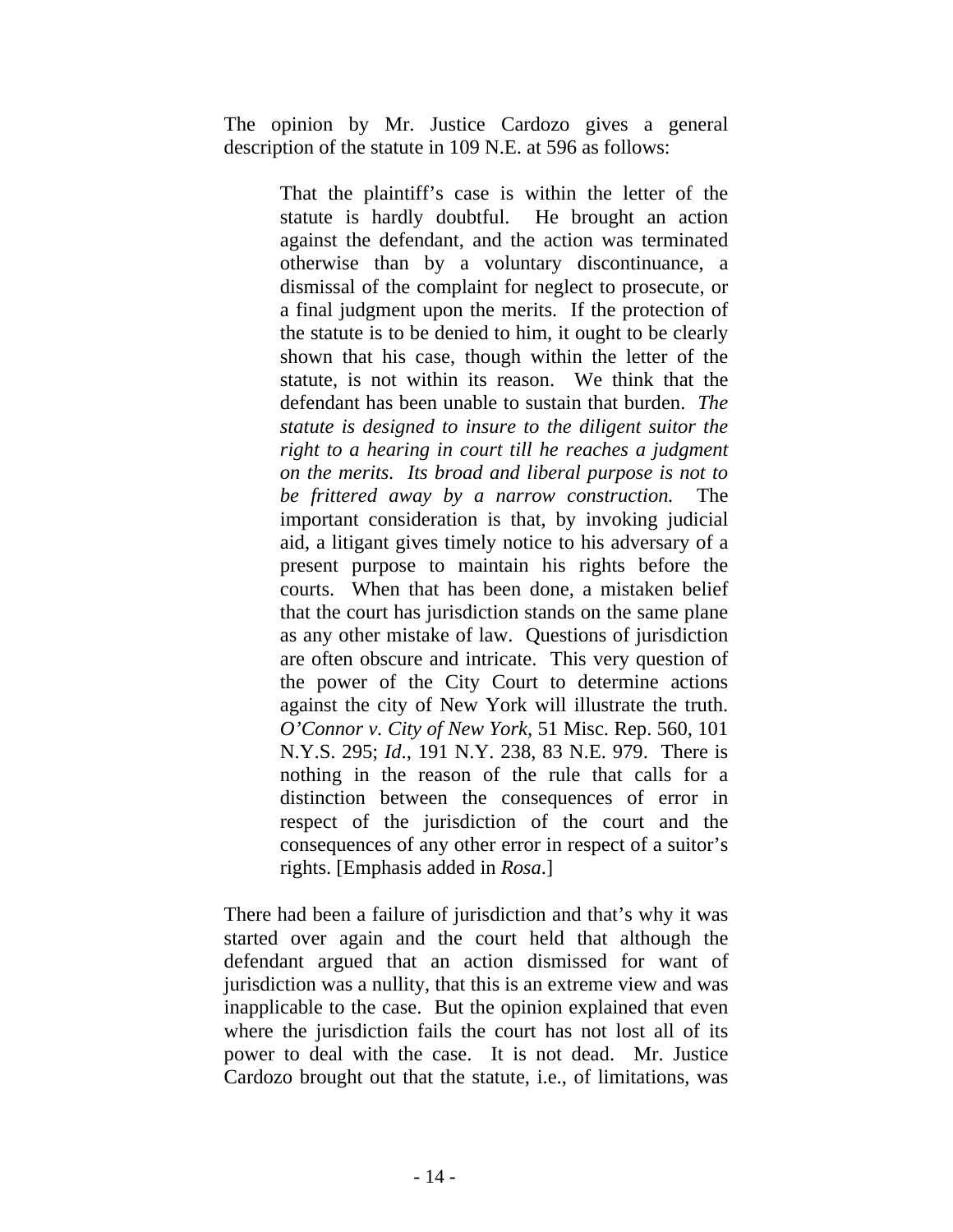The opinion by Mr. Justice Cardozo gives a general description of the statute in 109 N.E. at 596 as follows:

> That the plaintiff's case is within the letter of the statute is hardly doubtful. He brought an action against the defendant, and the action was terminated otherwise than by a voluntary discontinuance, a dismissal of the complaint for neglect to prosecute, or a final judgment upon the merits. If the protection of the statute is to be denied to him, it ought to be clearly shown that his case, though within the letter of the statute, is not within its reason. We think that the defendant has been unable to sustain that burden. *The statute is designed to insure to the diligent suitor the right to a hearing in court till he reaches a judgment on the merits. Its broad and liberal purpose is not to be frittered away by a narrow construction.* The important consideration is that, by invoking judicial aid, a litigant gives timely notice to his adversary of a present purpose to maintain his rights before the courts. When that has been done, a mistaken belief that the court has jurisdiction stands on the same plane as any other mistake of law. Questions of jurisdiction are often obscure and intricate. This very question of the power of the City Court to determine actions against the city of New York will illustrate the truth. *O'Connor v. City of New York*, 51 Misc. Rep. 560, 101 N.Y.S. 295; *Id*., 191 N.Y. 238, 83 N.E. 979. There is nothing in the reason of the rule that calls for a distinction between the consequences of error in respect of the jurisdiction of the court and the consequences of any other error in respect of a suitor's rights. [Emphasis added in *Rosa*.]

There had been a failure of jurisdiction and that's why it was started over again and the court held that although the defendant argued that an action dismissed for want of jurisdiction was a nullity, that this is an extreme view and was inapplicable to the case. But the opinion explained that even where the jurisdiction fails the court has not lost all of its power to deal with the case. It is not dead. Mr. Justice Cardozo brought out that the statute, i.e., of limitations, was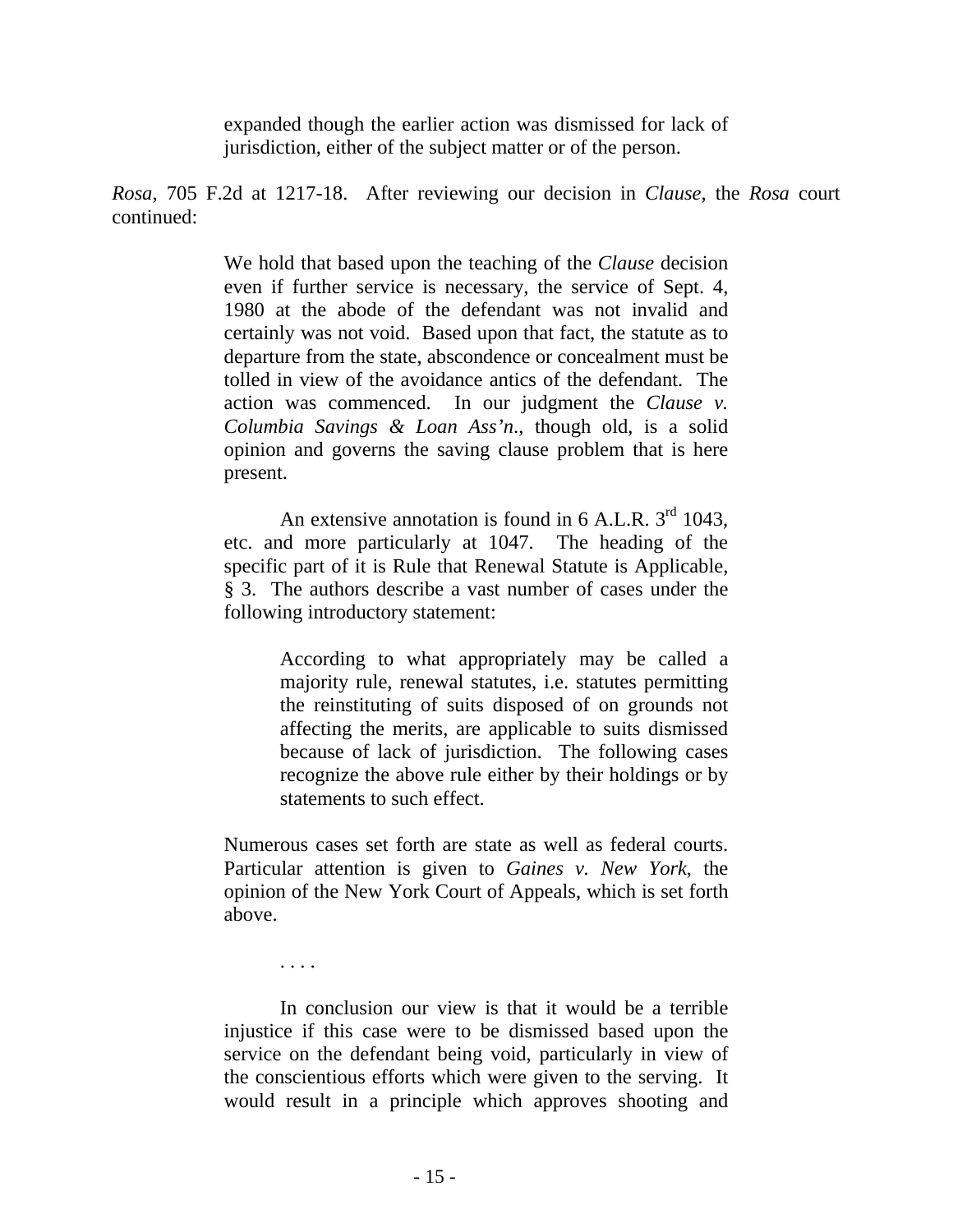> expanded though the earlier action was dismissed for lack of jurisdiction, either of the subject matter or of the person.

*Rosa*, 705 F.2d at 1217-18. After reviewing our decision in *Clause*, the *Rosa* court continued:

> We hold that based upon the teaching of the *Clause* decision even if further service is necessary, the service of Sept. 4, 1980 at the abode of the defendant was not invalid and certainly was not void. Based upon that fact, the statute as to departure from the state, abscondence or concealment must be tolled in view of the avoidance antics of the defendant. The action was commenced. In our judgment the *Clause v. Columbia Savings & Loan Ass'n.*, though old, is a solid opinion and governs the saving clause problem that is here present.
>
> An extensive annotation is found in 6 A.L.R. 3rd 1043, etc. and more particularly at 1047. The heading of the specific part of it is Rule that Renewal Statute is Applicable, § 3. The authors describe a vast number of cases under the following introductory statement:
>
> > According to what appropriately may be called a majority rule, renewal statutes, i.e. statutes permitting the reinstituting of suits disposed of on grounds not affecting the merits, are applicable to suits dismissed because of lack of jurisdiction. The following cases recognize the above rule either by their holdings or by statements to such effect.
>
> Numerous cases set forth are state as well as federal courts. Particular attention is given to *Gaines v. New York*, the opinion of the New York Court of Appeals, which is set forth above.
>
> . . . .
>
> In conclusion our view is that it would be a terrible injustice if this case were to be dismissed based upon the service on the defendant being void, particularly in view of the conscientious efforts which were given to the serving. It would result in a principle which approves shooting and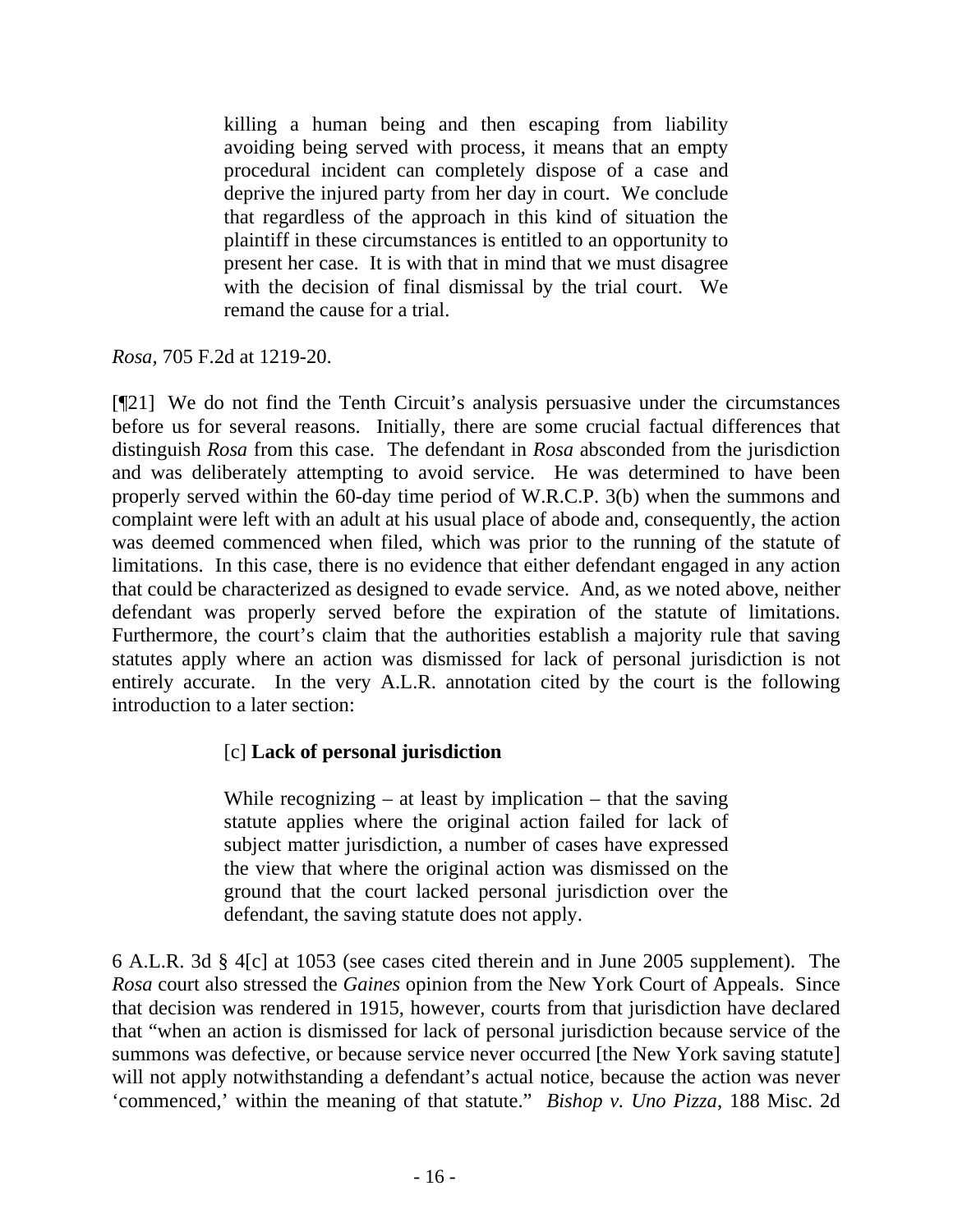> killing a human being and then escaping from liability avoiding being served with process, it means that an empty procedural incident can completely dispose of a case and deprive the injured party from her day in court. We conclude that regardless of the approach in this kind of situation the plaintiff in these circumstances is entitled to an opportunity to present her case. It is with that in mind that we must disagree with the decision of final dismissal by the trial court. We remand the cause for a trial.

*Rosa*, 705 F.2d at 1219-20.

[¶21] We do not find the Tenth Circuit's analysis persuasive under the circumstances before us for several reasons. Initially, there are some crucial factual differences that distinguish *Rosa* from this case. The defendant in *Rosa* absconded from the jurisdiction and was deliberately attempting to avoid service. He was determined to have been properly served within the 60-day time period of W.R.C.P. 3(b) when the summons and complaint were left with an adult at his usual place of abode and, consequently, the action was deemed commenced when filed, which was prior to the running of the statute of limitations. In this case, there is no evidence that either defendant engaged in any action that could be characterized as designed to evade service. And, as we noted above, neither defendant was properly served before the expiration of the statute of limitations. Furthermore, the court's claim that the authorities establish a majority rule that saving statutes apply where an action was dismissed for lack of personal jurisdiction is not entirely accurate. In the very A.L.R. annotation cited by the court is the following introduction to a later section:

> [c] **Lack of personal jurisdiction**
>
> While recognizing – at least by implication – that the saving statute applies where the original action failed for lack of subject matter jurisdiction, a number of cases have expressed the view that where the original action was dismissed on the ground that the court lacked personal jurisdiction over the defendant, the saving statute does not apply.

6 A.L.R. 3d § 4[c] at 1053 (see cases cited therein and in June 2005 supplement). The *Rosa* court also stressed the *Gaines* opinion from the New York Court of Appeals. Since that decision was rendered in 1915, however, courts from that jurisdiction have declared that "when an action is dismissed for lack of personal jurisdiction because service of the summons was defective, or because service never occurred [the New York saving statute] will not apply notwithstanding a defendant's actual notice, because the action was never 'commenced,' within the meaning of that statute." *Bishop v. Uno Pizza*, 188 Misc. 2d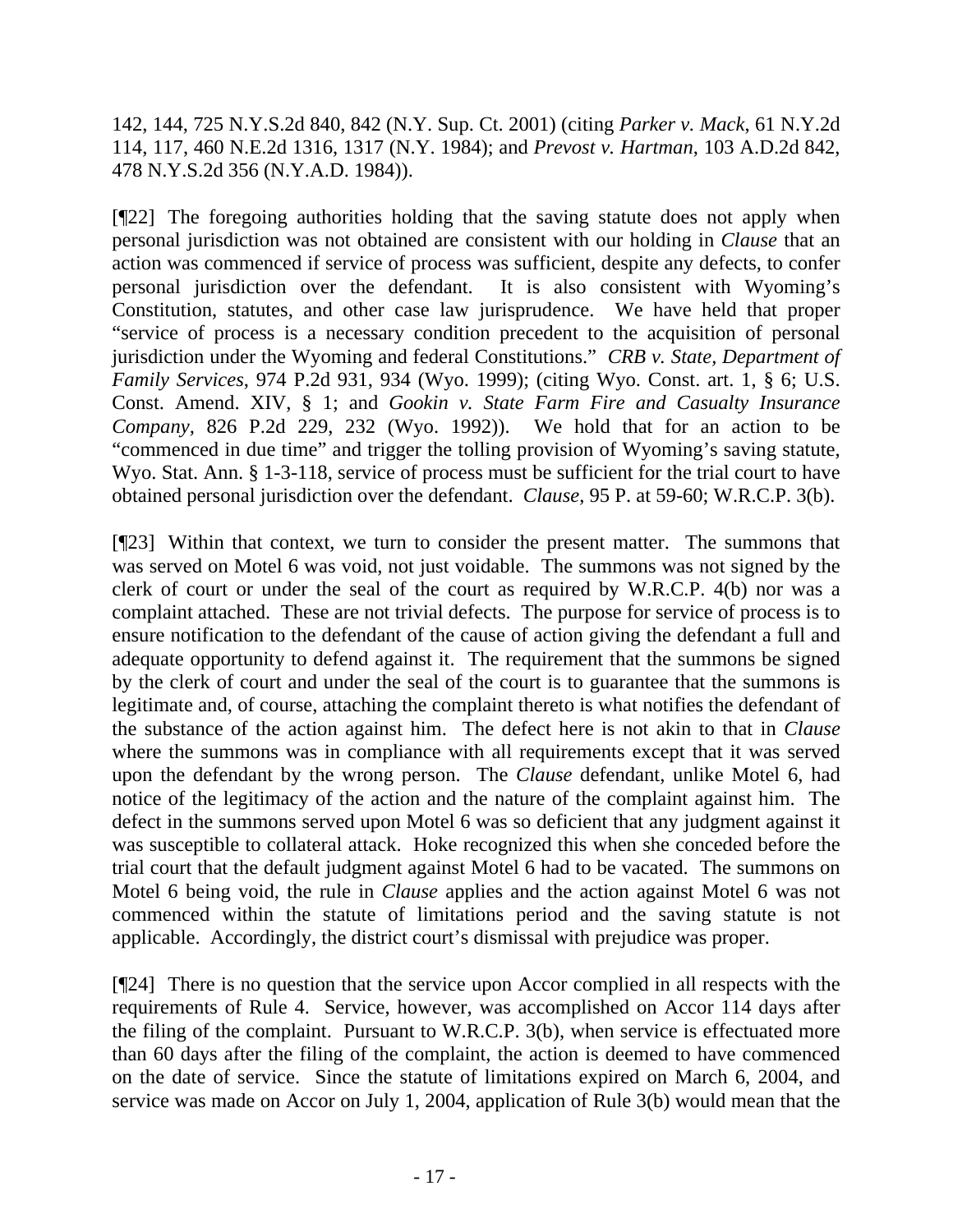142, 144, 725 N.Y.S.2d 840, 842 (N.Y. Sup. Ct. 2001) (citing *Parker v. Mack*, 61 N.Y.2d 114, 117, 460 N.E.2d 1316, 1317 (N.Y. 1984); and *Prevost v. Hartman*, 103 A.D.2d 842, 478 N.Y.S.2d 356 (N.Y.A.D. 1984)).

[¶22] The foregoing authorities holding that the saving statute does not apply when personal jurisdiction was not obtained are consistent with our holding in *Clause* that an action was commenced if service of process was sufficient, despite any defects, to confer personal jurisdiction over the defendant. It is also consistent with Wyoming's Constitution, statutes, and other case law jurisprudence. We have held that proper "service of process is a necessary condition precedent to the acquisition of personal jurisdiction under the Wyoming and federal Constitutions." *CRB v. State, Department of Family Services*, 974 P.2d 931, 934 (Wyo. 1999); (citing Wyo. Const. art. 1, § 6; U.S. Const. Amend. XIV, § 1; and *Gookin v. State Farm Fire and Casualty Insurance Company*, 826 P.2d 229, 232 (Wyo. 1992)). We hold that for an action to be "commenced in due time" and trigger the tolling provision of Wyoming's saving statute, Wyo. Stat. Ann. § 1-3-118, service of process must be sufficient for the trial court to have obtained personal jurisdiction over the defendant. *Clause*, 95 P. at 59-60; W.R.C.P. 3(b).

[¶23] Within that context, we turn to consider the present matter. The summons that was served on Motel 6 was void, not just voidable. The summons was not signed by the clerk of court or under the seal of the court as required by W.R.C.P. 4(b) nor was a complaint attached. These are not trivial defects. The purpose for service of process is to ensure notification to the defendant of the cause of action giving the defendant a full and adequate opportunity to defend against it. The requirement that the summons be signed by the clerk of court and under the seal of the court is to guarantee that the summons is legitimate and, of course, attaching the complaint thereto is what notifies the defendant of the substance of the action against him. The defect here is not akin to that in *Clause* where the summons was in compliance with all requirements except that it was served upon the defendant by the wrong person. The *Clause* defendant, unlike Motel 6, had notice of the legitimacy of the action and the nature of the complaint against him. The defect in the summons served upon Motel 6 was so deficient that any judgment against it was susceptible to collateral attack. Hoke recognized this when she conceded before the trial court that the default judgment against Motel 6 had to be vacated. The summons on Motel 6 being void, the rule in *Clause* applies and the action against Motel 6 was not commenced within the statute of limitations period and the saving statute is not applicable. Accordingly, the district court's dismissal with prejudice was proper.

[¶24] There is no question that the service upon Accor complied in all respects with the requirements of Rule 4. Service, however, was accomplished on Accor 114 days after the filing of the complaint. Pursuant to W.R.C.P. 3(b), when service is effectuated more than 60 days after the filing of the complaint, the action is deemed to have commenced on the date of service. Since the statute of limitations expired on March 6, 2004, and service was made on Accor on July 1, 2004, application of Rule 3(b) would mean that the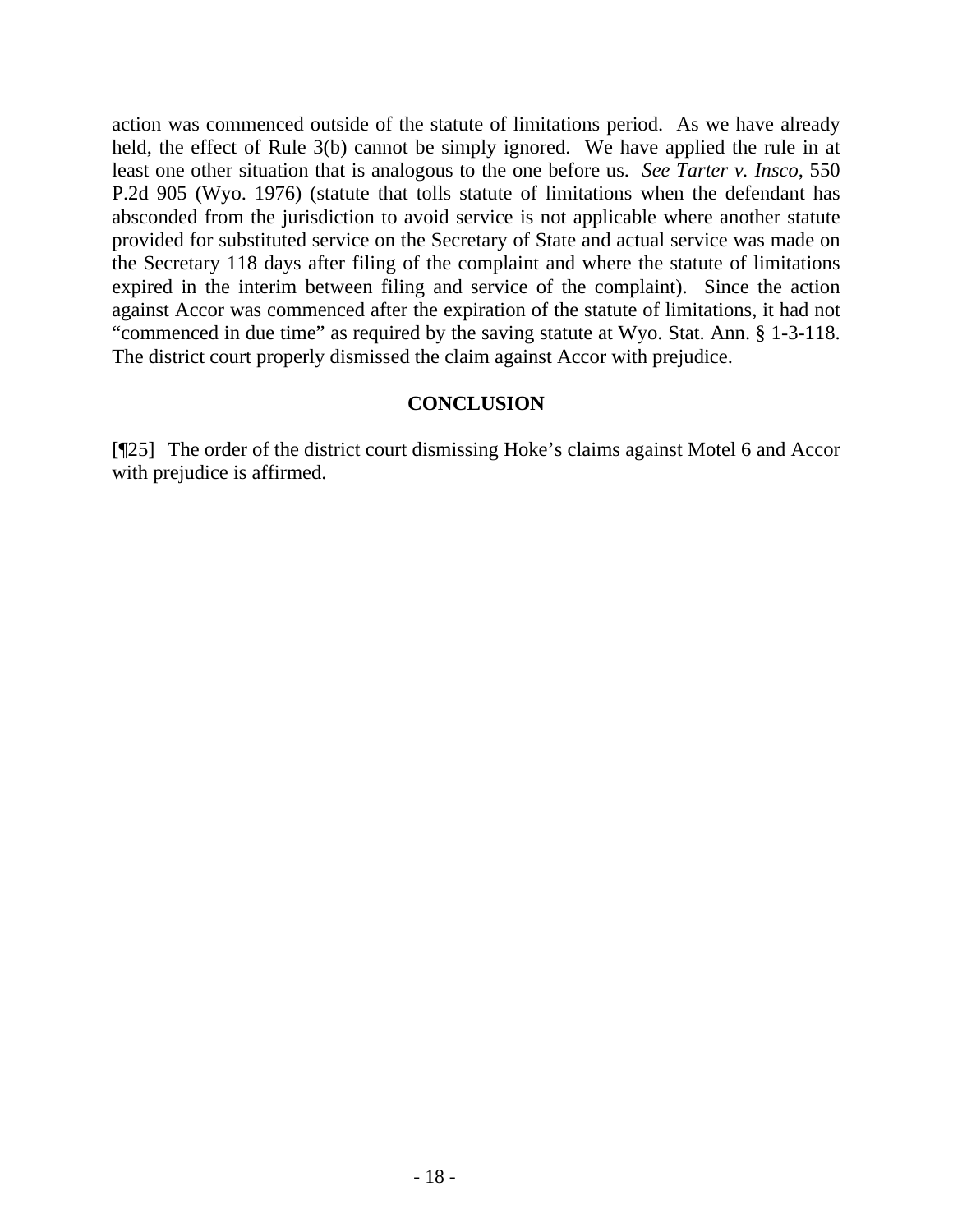action was commenced outside of the statute of limitations period. As we have already held, the effect of Rule 3(b) cannot be simply ignored. We have applied the rule in at least one other situation that is analogous to the one before us. *See Tarter v. Insco*, 550 P.2d 905 (Wyo. 1976) (statute that tolls statute of limitations when the defendant has absconded from the jurisdiction to avoid service is not applicable where another statute provided for substituted service on the Secretary of State and actual service was made on the Secretary 118 days after filing of the complaint and where the statute of limitations expired in the interim between filing and service of the complaint). Since the action against Accor was commenced after the expiration of the statute of limitations, it had not "commenced in due time" as required by the saving statute at Wyo. Stat. Ann. § 1-3-118. The district court properly dismissed the claim against Accor with prejudice.

## CONCLUSION

[¶25] The order of the district court dismissing Hoke's claims against Motel 6 and Accor with prejudice is affirmed.